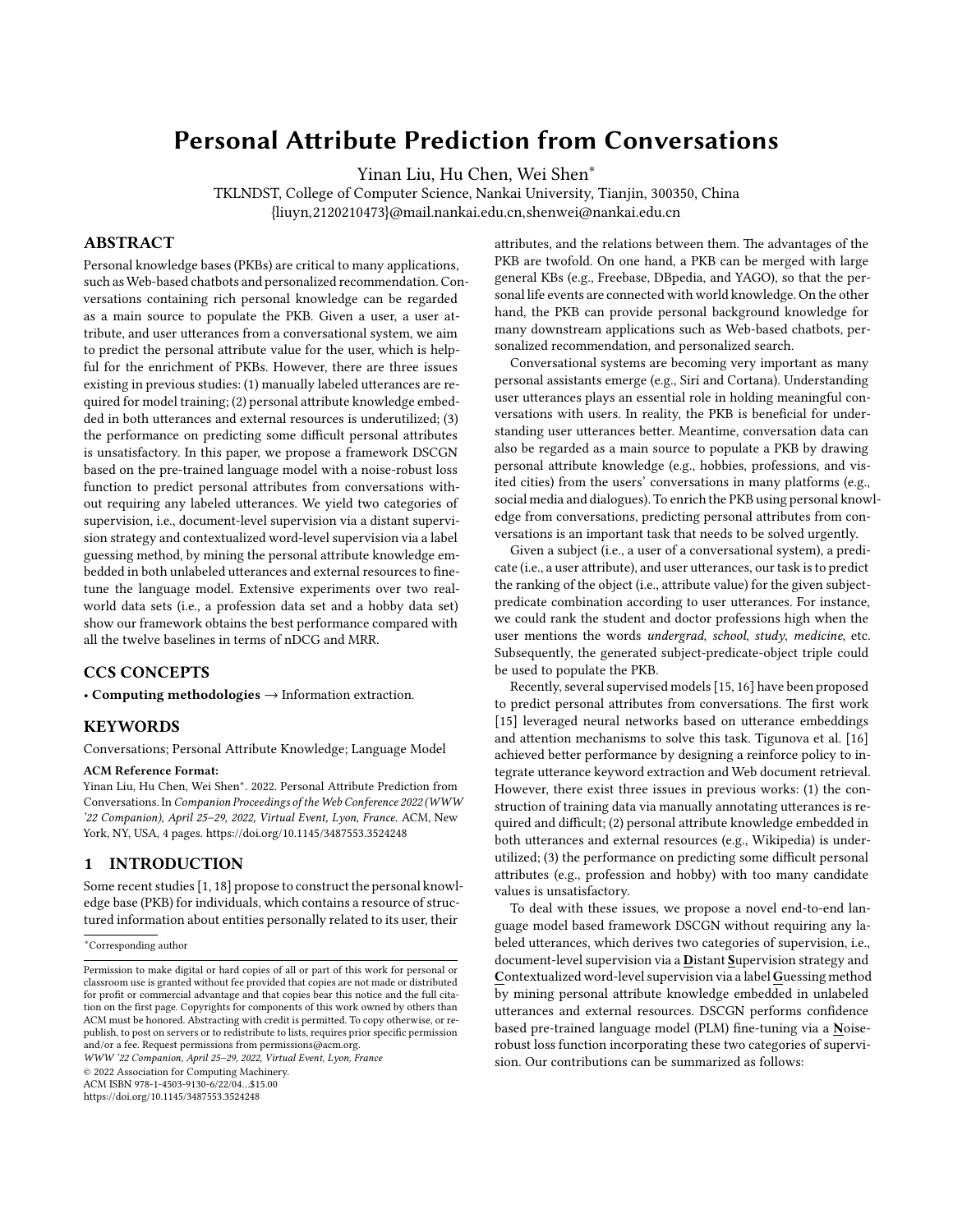# Personal Attribute Prediction from Conversations

Yinan Liu, Hu Chen, Wei Shen*

TKLNDST, College of Computer Science, Nankai University, Tianjin, 300350, China

{liuyn,2120210473}@mail.nankai.edu.cn,shenwei@nankai.edu.cn

## ABSTRACT

Personal knowledge bases (PKBs) are critical to many applications, such as Web-based chatbots and personalized recommendation. Conversations containing rich personal knowledge can be regarded as a main source to populate the PKB. Given a user, a user attribute, and user utterances from a conversational system, we aim to predict the personal attribute value for the user, which is helpful for the enrichment of PKBs. However, there are three issues existing in previous studies: (1) manually labeled utterances are required for model training; (2) personal attribute knowledge embedded in both utterances and external resources is underutilized; (3) the performance on predicting some difficult personal attributes is unsatisfactory. In this paper, we propose a framework DSCGN based on the pre-trained language model with a noise-robust loss function to predict personal attributes from conversations without requiring any labeled utterances. We yield two categories of supervision, i.e., document-level supervision via a distant supervision strategy and contextualized word-level supervision via a label guessing method, by mining the personal attribute knowledge embedded in both unlabeled utterances and external resources to fine-tune the language model. Extensive experiments over two real-world data sets (i.e., a profession data set and a hobby data set) show our framework obtains the best performance compared with all the twelve baselines in terms of nDCG and MRR.

## CCS CONCEPTS

• **Computing methodologies** → Information extraction.

## KEYWORDS

Conversations; Personal Attribute Knowledge; Language Model

**ACM Reference Format:**

Yinan Liu, Hu Chen, Wei Shen*. 2022. Personal Attribute Prediction from Conversations. In *Companion Proceedings of the Web Conference 2022 (WWW '22 Companion), April 25–29, 2022, Virtual Event, Lyon, France.* ACM, New York, NY, USA, 4 pages. https://doi.org/10.1145/3487553.3524248

## 1 INTRODUCTION

Some recent studies [1, 18] propose to construct the personal knowledge base (PKB) for individuals, which contains a resource of structured information about entities personally related to its user, their attributes, and the relations between them. The advantages of the PKB are twofold. On one hand, a PKB can be merged with large general KBs (e.g., Freebase, DBpedia, and YAGO), so that the personal life events are connected with world knowledge. On the other hand, the PKB can provide personal background knowledge for many downstream applications such as Web-based chatbots, personalized recommendation, and personalized search.

Conversational systems are becoming very important as many personal assistants emerge (e.g., Siri and Cortana). Understanding user utterances plays an essential role in holding meaningful conversations with users. In reality, the PKB is beneficial for understanding user utterances better. Meantime, conversation data can also be regarded as a main source to populate a PKB by drawing personal attribute knowledge (e.g., hobbies, professions, and visited cities) from the users' conversations in many platforms (e.g., social media and dialogues). To enrich the PKB using personal knowledge from conversations, predicting personal attributes from conversations is an important task that needs to be solved urgently.

Given a subject (i.e., a user of a conversational system), a predicate (i.e., a user attribute), and user utterances, our task is to predict the ranking of the object (i.e., attribute value) for the given subject-predicate combination according to user utterances. For instance, we could rank the student and doctor professions high when the user mentions the words *undergrad*, *school*, *study*, *medicine*, etc. Subsequently, the generated subject-predicate-object triple could be used to populate the PKB.

Recently, several supervised models [15, 16] have been proposed to predict personal attributes from conversations. The first work [15] leveraged neural networks based on utterance embeddings and attention mechanisms to solve this task. Tigunova et al. [16] achieved better performance by designing a reinforce policy to integrate utterance keyword extraction and Web document retrieval. However, there exist three issues in previous works: (1) the construction of training data via manually annotating utterances is required and difficult; (2) personal attribute knowledge embedded in both utterances and external resources (e.g., Wikipedia) is underutilized; (3) the performance on predicting some difficult personal attributes (e.g., profession and hobby) with too many candidate values is unsatisfactory.

To deal with these issues, we propose a novel end-to-end language model based framework DSCGN without requiring any labeled utterances, which derives two categories of supervision, i.e., document-level supervision via a **D**istant **S**upervision strategy and **C**ontextualized word-level supervision via a label **G**uessing method by mining personal attribute knowledge embedded in unlabeled utterances and external resources. DSCGN performs confidence based pre-trained language model (PLM) fine-tuning via a **N**oise-robust loss function incorporating these two categories of supervision. Our contributions can be summarized as follows:

*Corresponding author

Permission to make digital or hard copies of all or part of this work for personal or classroom use is granted without fee provided that copies are not made or distributed for profit or commercial advantage and that copies bear this notice and the full citation on the first page. Copyrights for components of this work owned by others than ACM must be honored. Abstracting with credit is permitted. To copy otherwise, or republish, to post on servers or to redistribute to lists, requires prior specific permission and/or a fee. Request permissions from permissions@acm.org.

*WWW '22 Companion, April 25–29, 2022, Virtual Event, Lyon, France*

© 2022 Association for Computing Machinery.

ACM ISBN 978-1-4503-9130-6/22/04...$15.00

https://doi.org/10.1145/3487553.3524248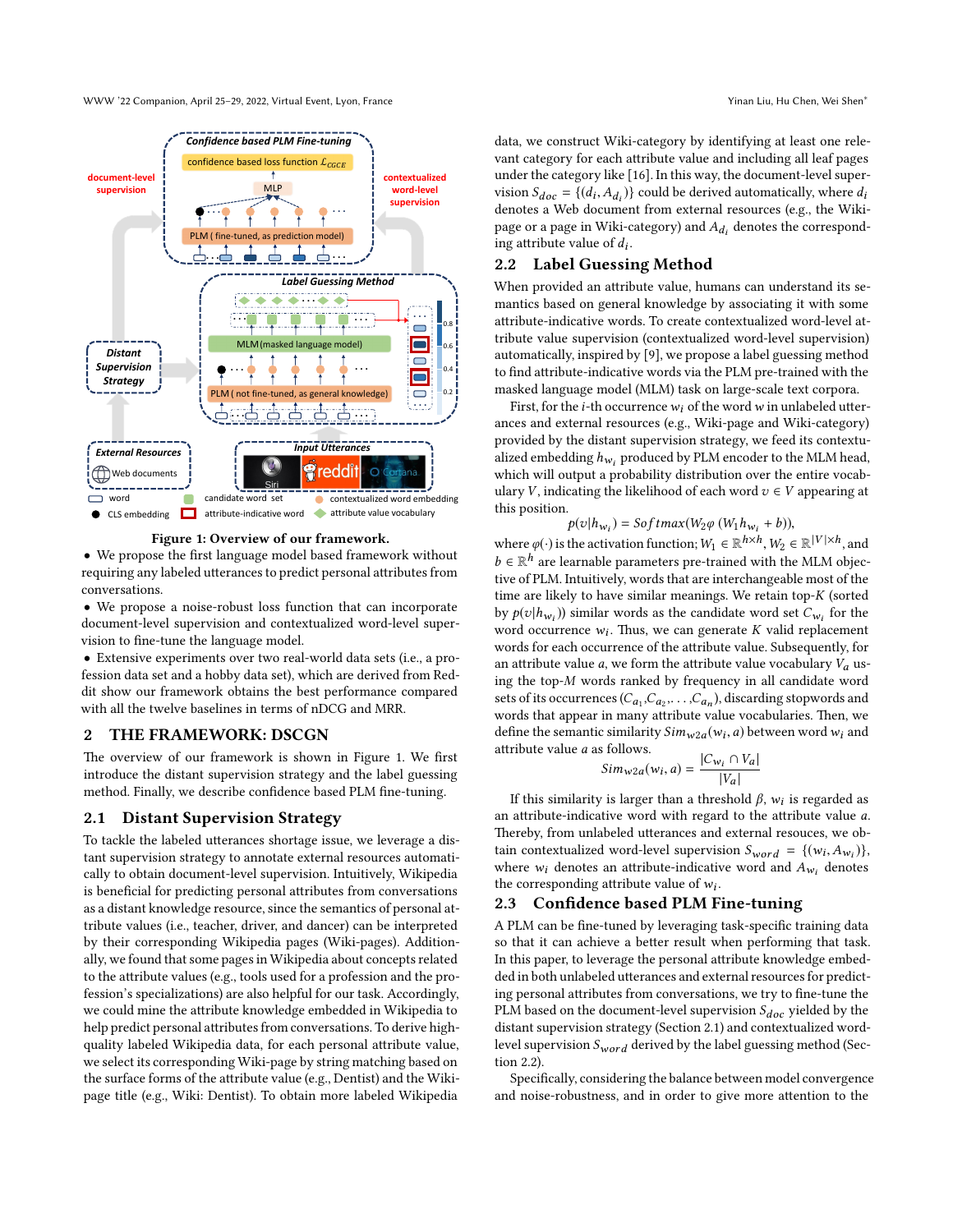**Figure 1: Overview of our framework.**

- We propose the first language model based framework without requiring any labeled utterances to predict personal attributes from conversations.
- We propose a noise-robust loss function that can incorporate document-level supervision and contextualized word-level supervision to fine-tune the language model.
- Extensive experiments over two real-world data sets (i.e., a profession data set and a hobby data set), which are derived from Reddit show our framework obtains the best performance compared with all the twelve baselines in terms of nDCG and MRR.

## 2 THE FRAMEWORK: DSCGN

The overview of our framework is shown in Figure 1. We first introduce the distant supervision strategy and the label guessing method. Finally, we describe confidence based PLM fine-tuning.

### 2.1 Distant Supervision Strategy

To tackle the labeled utterances shortage issue, we leverage a distant supervision strategy to annotate external resources automatically to obtain document-level supervision. Intuitively, Wikipedia is beneficial for predicting personal attributes from conversations as a distant knowledge resource, since the semantics of personal attribute values (i.e., teacher, driver, and dancer) can be interpreted by their corresponding Wikipedia pages (Wiki-pages). Additionally, we found that some pages in Wikipedia about concepts related to the attribute values (e.g., tools used for a profession and the profession's specializations) are also helpful for our task. Accordingly, we could mine the attribute knowledge embedded in Wikipedia to help predict personal attributes from conversations. To derive high-quality labeled Wikipedia data, for each personal attribute value, we select its corresponding Wiki-page by string matching based on the surface forms of the attribute value (e.g., Dentist) and the Wiki-page title (e.g., Wiki: Dentist). To obtain more labeled Wikipedia data, we construct Wiki-category by identifying at least one relevant category for each attribute value and including all leaf pages under the category like [16]. In this way, the document-level supervision $S_{doc} = \{(d_i, A_{d_i})\}$ could be derived automatically, where $d_i$ denotes a Web document from external resources (e.g., the Wiki-page or a page in Wiki-category) and $A_{d_i}$ denotes the corresponding attribute value of $d_i$.

### 2.2 Label Guessing Method

When provided an attribute value, humans can understand its semantics based on general knowledge by associating it with some attribute-indicative words. To create contextualized word-level attribute value supervision (contextualized word-level supervision) automatically, inspired by [9], we propose a label guessing method to find attribute-indicative words via the PLM pre-trained with the masked language model (MLM) task on large-scale text corpora.

First, for the $i$-th occurrence $w_i$ of the word $w$ in unlabeled utterances and external resources (e.g., Wiki-page and Wiki-category) provided by the distant supervision strategy, we feed its contextualized embedding $h_{w_i}$ produced by PLM encoder to the MLM head, which will output a probability distribution over the entire vocabulary $V$, indicating the likelihood of each word $v \in V$ appearing at this position.

$$p(v|h_{w_i}) = Softmax(W_2\varphi(W_1 h_{w_i} + b)),$$

where $\varphi(\cdot)$ is the activation function; $W_1 \in \mathbb{R}^{h\times h}$, $W_2 \in \mathbb{R}^{|V|\times h}$, and $b \in \mathbb{R}^h$ are learnable parameters pre-trained with the MLM objective of PLM. Intuitively, words that are interchangeable most of the time are likely to have similar meanings. We retain top-$K$ (sorted by $p(v|h_{w_i})$) similar words as the candidate word set $C_{w_i}$ for the word occurrence $w_i$. Thus, we can generate $K$ valid replacement words for each occurrence of the attribute value. Subsequently, for an attribute value $a$, we form the attribute value vocabulary $V_a$ using the top-$M$ words ranked by frequency in all candidate word sets of its occurrences $(C_{a_1}, C_{a_2}, \ldots, C_{a_n})$, discarding stopwords and words that appear in many attribute value vocabularies. Then, we define the semantic similarity $Sim_{w2a}(w_i, a)$ between word $w_i$ and attribute value $a$ as follows.

$$Sim_{w2a}(w_i, a) = \frac{|C_{w_i} \cap V_a|}{|V_a|}$$

If this similarity is larger than a threshold $\beta$, $w_i$ is regarded as an attribute-indicative word with regard to the attribute value $a$. Thereby, from unlabeled utterances and external resouces, we obtain contextualized word-level supervision $S_{word} = \{(w_i, A_{w_i})\}$, where $w_i$ denotes an attribute-indicative word and $A_{w_i}$ denotes the corresponding attribute value of $w_i$.

### 2.3 Confidence based PLM Fine-tuning

A PLM can be fine-tuned by leveraging task-specific training data so that it can achieve a better result when performing that task. In this paper, to leverage the personal attribute knowledge embedded in both unlabeled utterances and external resources for predicting personal attributes from conversations, we try to fine-tune the PLM based on the document-level supervision $S_{doc}$ yielded by the distant supervision strategy (Section 2.1) and contextualized word-level supervision $S_{word}$ derived by the label guessing method (Section 2.2).

Specifically, considering the balance between model convergence and noise-robustness, and in order to give more attention to the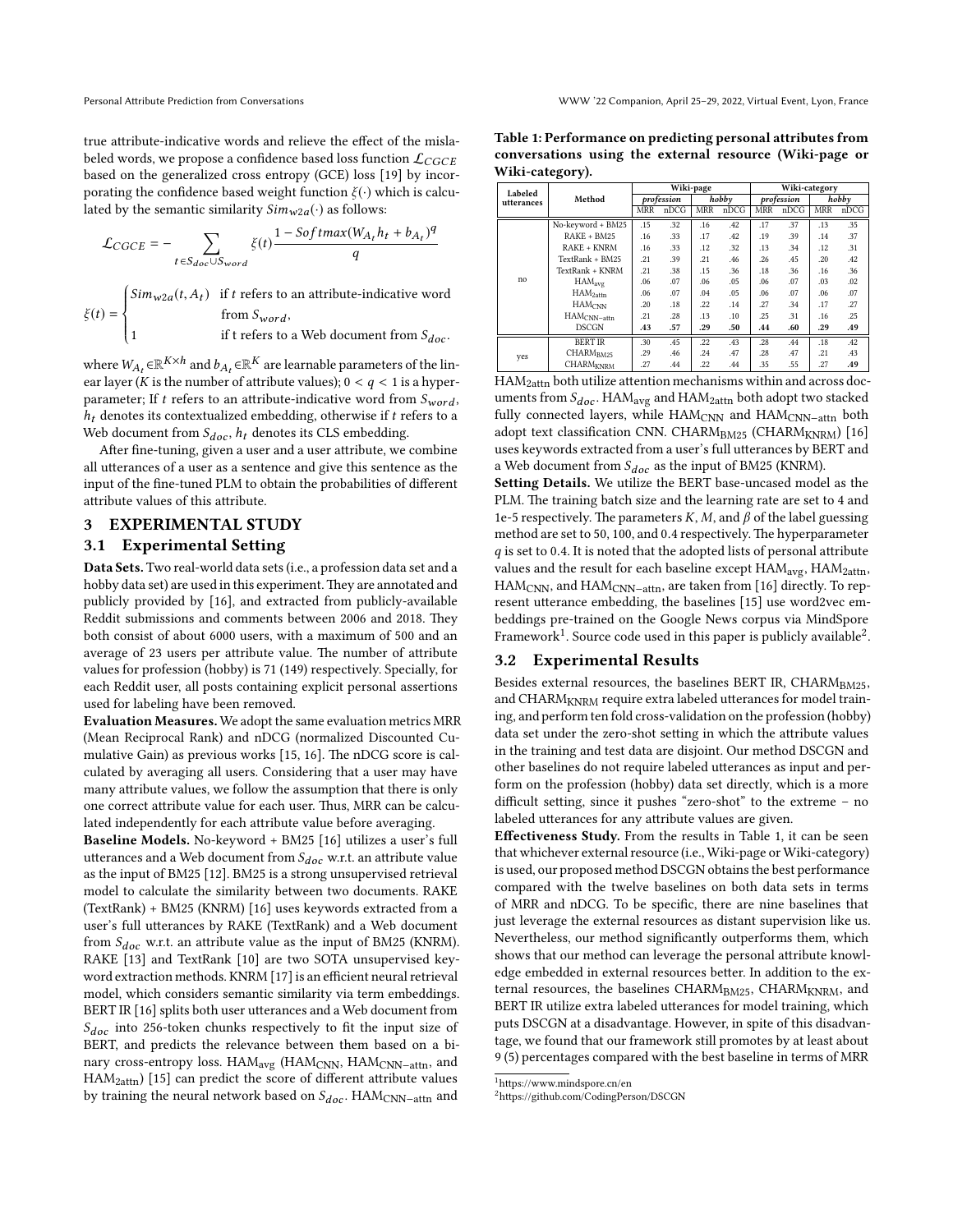true attribute-indicative words and relieve the effect of the mislabeled words, we propose a confidence based loss function $\mathcal{L}_{CGCE}$ based on the generalized cross entropy (GCE) loss [19] by incorporating the confidence based weight function $\xi(\cdot)$ which is calculated by the semantic similarity $Sim_{w2a}(\cdot)$ as follows:

$$\mathcal{L}_{CGCE} = -\sum_{t \in S_{doc} \cup S_{word}} \xi(t) \frac{1 - Softmax(W_{A_t} h_t + b_{A_t})^q}{q}$$

$$\xi(t) = \begin{cases} Sim_{w2a}(t, A_t) & \text{if } t \text{ refers to an attribute-indicative word from } S_{word}, \\ 1 & \text{if t refers to a Web document from } S_{doc}. \end{cases}$$

where $W_{A_t} \in \mathbb{R}^{K \times h}$ and $b_{A_t} \in \mathbb{R}^K$ are learnable parameters of the linear layer ($K$ is the number of attribute values); $0 < q < 1$ is a hyperparameter; If $t$ refers to an attribute-indicative word from $S_{word}$, $h_t$ denotes its contextualized embedding, otherwise if $t$ refers to a Web document from $S_{doc}$, $h_t$ denotes its CLS embedding.

After fine-tuning, given a user and a user attribute, we combine all utterances of a user as a sentence and give this sentence as the input of the fine-tuned PLM to obtain the probabilities of different attribute values of this attribute.

## 3 EXPERIMENTAL STUDY

### 3.1 Experimental Setting

**Data Sets.** Two real-world data sets (i.e., a profession data set and a hobby data set) are used in this experiment. They are annotated and publicly provided by [16], and extracted from publicly-available Reddit submissions and comments between 2006 and 2018. They both consist of about 6000 users, with a maximum of 500 and an average of 23 users per attribute value. The number of attribute values for profession (hobby) is 71 (149) respectively. Specially, for each Reddit user, all posts containing explicit personal assertions used for labeling have been removed.

**Evaluation Measures.** We adopt the same evaluation metrics MRR (Mean Reciprocal Rank) and nDCG (normalized Discounted Cumulative Gain) as previous works [15, 16]. The nDCG score is calculated by averaging all users. Considering that a user may have many attribute values, we follow the assumption that there is only one correct attribute value for each user. Thus, MRR can be calculated independently for each attribute value before averaging.

**Baseline Models.** No-keyword + BM25 [16] utilizes a user's full utterances and a Web document from $S_{doc}$ w.r.t. an attribute value as the input of BM25 [12]. BM25 is a strong unsupervised retrieval model to calculate the similarity between two documents. RAKE (TextRank) + BM25 (KNRM) [16] uses keywords extracted from a user's full utterances by RAKE (TextRank) and a Web document from $S_{doc}$ w.r.t. an attribute value as the input of BM25 (KNRM). RAKE [13] and TextRank [10] are two SOTA unsupervised keyword extraction methods. KNRM [17] is an efficient neural retrieval model, which considers semantic similarity via term embeddings. BERT IR [16] splits both user utterances and a Web document from $S_{doc}$ into 256-token chunks respectively to fit the input size of BERT, and predicts the relevance between them based on a binary cross-entropy loss. $\text{HAM}_{\text{avg}}$ ($\text{HAM}_{\text{CNN}}$, $\text{HAM}_{\text{CNN-attn}}$, and $\text{HAM}_{\text{2attn}}$) [15] can predict the score of different attribute values by training the neural network based on $S_{doc}$. $\text{HAM}_{\text{CNN-attn}}$ and $\text{HAM}_{\text{2attn}}$ both utilize attention mechanisms within and across documents from $S_{doc}$. $\text{HAM}_{\text{avg}}$ and $\text{HAM}_{\text{2attn}}$ both adopt two stacked fully connected layers, while $\text{HAM}_{\text{CNN}}$ and $\text{HAM}_{\text{CNN-attn}}$ both adopt text classification CNN. $\text{CHARM}_{\text{BM25}}$ ($\text{CHARM}_{\text{KNRM}}$) [16] uses keywords extracted from a user's full utterances by BERT and a Web document from $S_{doc}$ as the input of BM25 (KNRM).

**Table 1: Performance on predicting personal attributes from conversations using the external resource (Wiki-page or Wiki-category).**

| Labeled utterances | Method | Wiki-page | | | | Wiki-category | | | |
|---|---|---|---|---|---|---|---|---|---|
| | | *profession* | | *hobby* | | *profession* | | *hobby* | |
| | | MRR | nDCG | MRR | nDCG | MRR | nDCG | MRR | nDCG |
| no | No-keyword + BM25 | .15 | .32 | .16 | .42 | .17 | .37 | .13 | .35 |
| | RAKE + BM25 | .16 | .33 | .17 | .42 | .19 | .39 | .14 | .37 |
| | RAKE + KNRM | .16 | .33 | .12 | .32 | .13 | .34 | .12 | .31 |
| | TextRank + BM25 | .21 | .39 | .21 | .46 | .26 | .45 | .20 | .42 |
| | TextRank + KNRM | .21 | .38 | .15 | .36 | .18 | .36 | .16 | .36 |
| | $\text{HAM}_{\text{avg}}$ | .06 | .07 | .06 | .05 | .06 | .07 | .03 | .02 |
| | $\text{HAM}_{\text{2attn}}$ | .06 | .07 | .04 | .05 | .06 | .07 | .06 | .07 |
| | $\text{HAM}_{\text{CNN}}$ | .20 | .18 | .22 | .14 | .27 | .34 | .17 | .27 |
| | $\text{HAM}_{\text{CNN-attn}}$ | .21 | .28 | .13 | .10 | .25 | .31 | .16 | .25 |
| | DSCGN | **.43** | **.57** | **.29** | **.50** | **.44** | **.60** | **.29** | **.49** |
| yes | BERT IR | .30 | .45 | .22 | .43 | .28 | .44 | .18 | .42 |
| | $\text{CHARM}_{\text{BM25}}$ | .29 | .46 | .24 | .47 | .28 | .47 | .21 | .43 |
| | $\text{CHARM}_{\text{KNRM}}$ | .27 | .44 | .22 | .44 | .35 | .55 | .27 | **.49** |

**Setting Details.** We utilize the BERT base-uncased model as the PLM. The training batch size and the learning rate are set to 4 and 1e-5 respectively. The parameters $K$, $M$, and $\beta$ of the label guessing method are set to 50, 100, and 0.4 respectively. The hyperparameter $q$ is set to 0.4. It is noted that the adopted lists of personal attribute values and the result for each baseline except $\text{HAM}_{\text{avg}}$, $\text{HAM}_{\text{2attn}}$, $\text{HAM}_{\text{CNN}}$, and $\text{HAM}_{\text{CNN-attn}}$, are taken from [16] directly. To represent utterance embedding, the baselines [15] use word2vec embeddings pre-trained on the Google News corpus via MindSpore Framework[1]. Source code used in this paper is publicly available[2].

### 3.2 Experimental Results

Besides external resources, the baselines BERT IR, $\text{CHARM}_{\text{BM25}}$, and $\text{CHARM}_{\text{KNRM}}$ require extra labeled utterances for model training, and perform ten fold cross-validation on the profession (hobby) data set under the zero-shot setting in which the attribute values in the training and test data are disjoint. Our method DSCGN and other baselines do not require labeled utterances as input and perform on the profession (hobby) data set directly, which is a more difficult setting, since it pushes "zero-shot" to the extreme – no labeled utterances for any attribute values are given.

**Effectiveness Study.** From the results in Table 1, it can be seen that whichever external resource (i.e., Wiki-page or Wiki-category) is used, our proposed method DSCGN obtains the best performance compared with the twelve baselines on both data sets in terms of MRR and nDCG. To be specific, there are nine baselines that just leverage the external resources as distant supervision like us. Nevertheless, our method significantly outperforms them, which shows that our method can leverage the personal attribute knowledge embedded in external resources better. In addition to the external resources, the baselines $\text{CHARM}_{\text{BM25}}$, $\text{CHARM}_{\text{KNRM}}$, and BERT IR utilize extra labeled utterances for model training, which puts DSCGN at a disadvantage. However, in spite of this disadvantage, we found that our framework still promotes by at least about 9 (5) percentages compared with the best baseline in terms of MRR

[1] https://www.mindspore.cn/en

[2] https://github.com/CodingPerson/DSCGN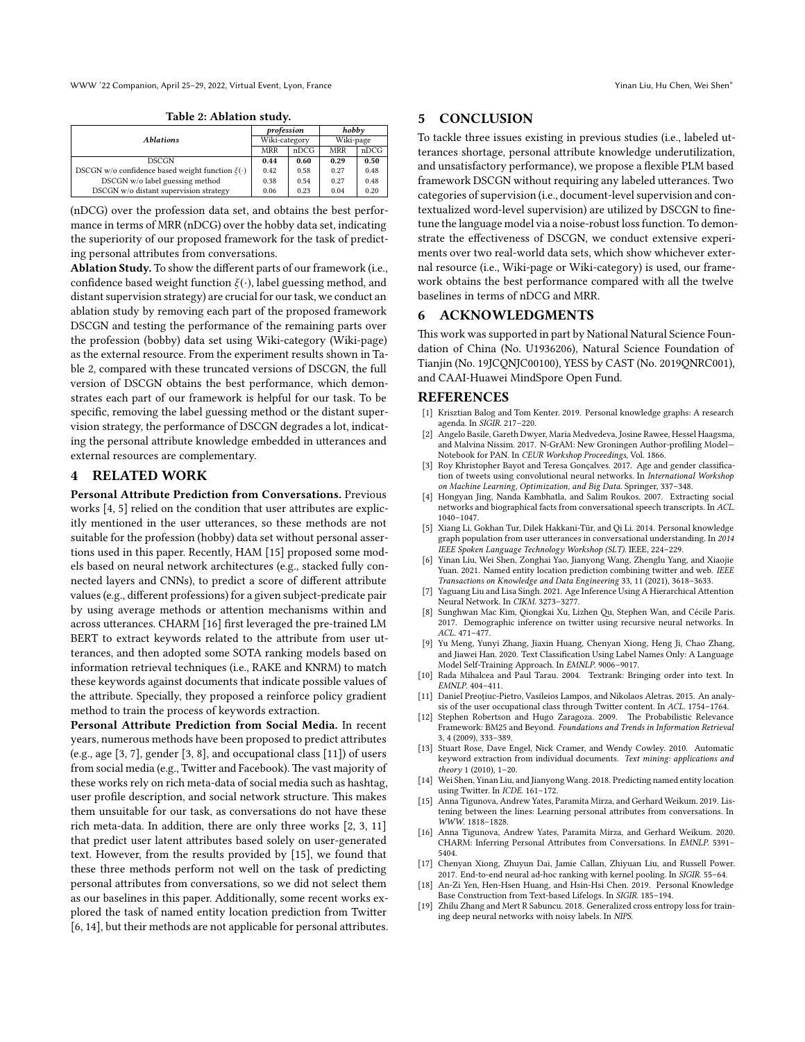**Table 2: Ablation study.**

| *Ablations* | *profession* | | *hobby* | |
|---|---|---|---|---|
| | Wiki-category | | Wiki-page | |
| | MRR | nDCG | MRR | nDCG |
| DSCGN | **0.44** | **0.60** | **0.29** | **0.50** |
| DSCGN w/o confidence based weight function $\xi(\cdot)$ | 0.42 | 0.58 | 0.27 | 0.48 |
| DSCGN w/o label guessing method | 0.38 | 0.54 | 0.27 | 0.48 |
| DSCGN w/o distant supervision strategy | 0.06 | 0.23 | 0.04 | 0.20 |

(nDCG) over the profession data set, and obtains the best performance in terms of MRR (nDCG) over the hobby data set, indicating the superiority of our proposed framework for the task of predicting personal attributes from conversations.

**Ablation Study.** To show the different parts of our framework (i.e., confidence based weight function $\xi(\cdot)$, label guessing method, and distant supervision strategy) are crucial for our task, we conduct an ablation study by removing each part of the proposed framework DSCGN and testing the performance of the remaining parts over the profession (bobby) data set using Wiki-category (Wiki-page) as the external resource. From the experiment results shown in Table 2, compared with these truncated versions of DSCGN, the full version of DSCGN obtains the best performance, which demonstrates each part of our framework is helpful for our task. To be specific, removing the label guessing method or the distant supervision strategy, the performance of DSCGN degrades a lot, indicating the personal attribute knowledge embedded in utterances and external resources are complementary.

## 4 RELATED WORK

**Personal Attribute Prediction from Conversations.** Previous works [4, 5] relied on the condition that user attributes are explicitly mentioned in the user utterances, so these methods are not suitable for the profession (hobby) data set without personal assertions used in this paper. Recently, HAM [15] proposed some models based on neural network architectures (e.g., stacked fully connected layers and CNNs), to predict a score of different attribute values (e.g., different professions) for a given subject-predicate pair by using average methods or attention mechanisms within and across utterances. CHARM [16] first leveraged the pre-trained LM BERT to extract keywords related to the attribute from user utterances, and then adopted some SOTA ranking models based on information retrieval techniques (i.e., RAKE and KNRM) to match these keywords against documents that indicate possible values of the attribute. Specially, they proposed a reinforce policy gradient method to train the process of keywords extraction.

**Personal Attribute Prediction from Social Media.** In recent years, numerous methods have been proposed to predict attributes (e.g., age [3, 7], gender [3, 8], and occupational class [11]) of users from social media (e.g., Twitter and Facebook). The vast majority of these works rely on rich meta-data of social media such as hashtag, user profile description, and social network structure. This makes them unsuitable for our task, as conversations do not have these rich meta-data. In addition, there are only three works [2, 3, 11] that predict user latent attributes based solely on user-generated text. However, from the results provided by [15], we found that these three methods perform not well on the task of predicting personal attributes from conversations, so we did not select them as our baselines in this paper. Additionally, some recent works explored the task of named entity location prediction from Twitter [6, 14], but their methods are not applicable for personal attributes.

## 5 CONCLUSION

To tackle three issues existing in previous studies (i.e., labeled utterances shortage, personal attribute knowledge underutilization, and unsatisfactory performance), we propose a flexible PLM based framework DSCGN without requiring any labeled utterances. Two categories of supervision (i.e., document-level supervision and contextualized word-level supervision) are utilized by DSCGN to finetune the language model via a noise-robust loss function. To demonstrate the effectiveness of DSCGN, we conduct extensive experiments over two real-world data sets, which show whichever external resource (i.e., Wiki-page or Wiki-category) is used, our framework obtains the best performance compared with all the twelve baselines in terms of nDCG and MRR.

## 6 ACKNOWLEDGMENTS

This work was supported in part by National Natural Science Foundation of China (No. U1936206), Natural Science Foundation of Tianjin (No. 19JCQNJC00100), YESS by CAST (No. 2019QNRC001), and CAAI-Huawei MindSpore Open Fund.

## REFERENCES

[1] Krisztian Balog and Tom Kenter. 2019. Personal knowledge graphs: A research agenda. In *SIGIR*. 217–220.

[2] Angelo Basile, Gareth Dwyer, Maria Medvedeva, Josine Rawee, Hessel Haagsma, and Malvina Nissim. 2017. N-GrAM: New Groningen Author-profiling Model—Notebook for PAN. In *CEUR Workshop Proceedings*, Vol. 1866.

[3] Roy Khristopher Bayot and Teresa Gonçalves. 2017. Age and gender classification of tweets using convolutional neural networks. In *International Workshop on Machine Learning, Optimization, and Big Data*. Springer, 337–348.

[4] Hongyan Jing, Nanda Kambhatla, and Salim Roukos. 2007. Extracting social networks and biographical facts from conversational speech transcripts. In *ACL*. 1040–1047.

[5] Xiang Li, Gokhan Tur, Dilek Hakkani-Tür, and Qi Li. 2014. Personal knowledge graph population from user utterances in conversational understanding. In *2014 IEEE Spoken Language Technology Workshop (SLT)*. IEEE, 224–229.

[6] Yinan Liu, Wei Shen, Zonghai Yao, Jianyong Wang, Zhenglu Yang, and Xiaojie Yuan. 2021. Named entity location prediction combining twitter and web. *IEEE Transactions on Knowledge and Data Engineering* 33, 11 (2021), 3618–3633.

[7] Yaguang Liu and Lisa Singh. 2021. Age Inference Using A Hierarchical Attention Neural Network. In *CIKM*. 3273–3277.

[8] Sunghwan Mac Kim, Qiongkai Xu, Lizhen Qu, Stephen Wan, and Cécile Paris. 2017. Demographic inference on twitter using recursive neural networks. In *ACL*. 471–477.

[9] Yu Meng, Yunyi Zhang, Jiaxin Huang, Chenyan Xiong, Heng Ji, Chao Zhang, and Jiawei Han. 2020. Text Classification Using Label Names Only: A Language Model Self-Training Approach. In *EMNLP*. 9006–9017.

[10] Rada Mihalcea and Paul Tarau. 2004. Textrank: Bringing order into text. In *EMNLP*. 404–411.

[11] Daniel Preoţiuc-Pietro, Vasileios Lampos, and Nikolaos Aletras. 2015. An analysis of the user occupational class through Twitter content. In *ACL*. 1754–1764.

[12] Stephen Robertson and Hugo Zaragoza. 2009. The Probabilistic Relevance Framework: BM25 and Beyond. *Foundations and Trends in Information Retrieval* 3, 4 (2009), 333–389.

[13] Stuart Rose, Dave Engel, Nick Cramer, and Wendy Cowley. 2010. Automatic keyword extraction from individual documents. *Text mining: applications and theory* 1 (2010), 1–20.

[14] Wei Shen, Yinan Liu, and Jianyong Wang. 2018. Predicting named entity location using Twitter. In *ICDE*. 161–172.

[15] Anna Tigunova, Andrew Yates, Paramita Mirza, and Gerhard Weikum. 2019. Listening between the lines: Learning personal attributes from conversations. In *WWW*. 1818–1828.

[16] Anna Tigunova, Andrew Yates, Paramita Mirza, and Gerhard Weikum. 2020. CHARM: Inferring Personal Attributes from Conversations. In *EMNLP*. 5391–5404.

[17] Chenyan Xiong, Zhuyun Dai, Jamie Callan, Zhiyuan Liu, and Russell Power. 2017. End-to-end neural ad-hoc ranking with kernel pooling. In *SIGIR*. 55–64.

[18] An-Zi Yen, Hen-Hsen Huang, and Hsin-Hsi Chen. 2019. Personal Knowledge Base Construction from Text-based Lifelogs. In *SIGIR*. 185–194.

[19] Zhilu Zhang and Mert R Sabuncu. 2018. Generalized cross entropy loss for training deep neural networks with noisy labels. In *NIPS*.